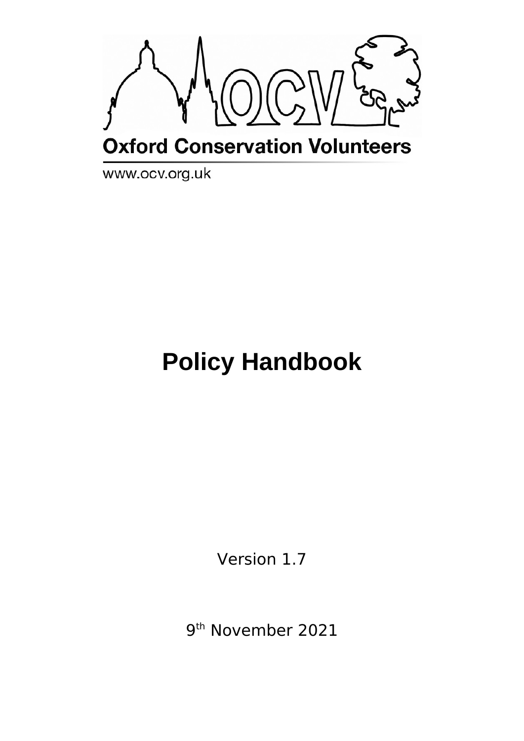Oxford Conservation Volunteers

www.ocv.org.uk

# Policy Handbook

Version 1.7

9th November 2021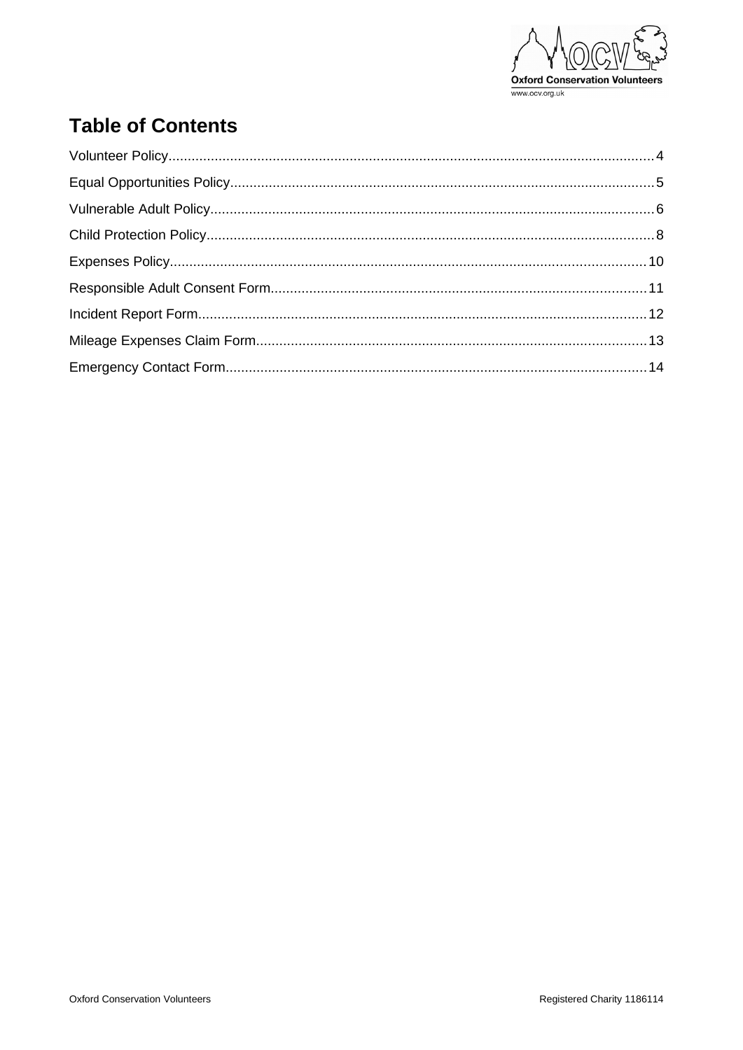# Table of Contents

Volunteer Policy....................................................................................................4

Equal Opportunities Policy....................................................................................5

Vulnerable Adult Policy.........................................................................................6

Child Protection Policy..........................................................................................8

Expenses Policy..................................................................................................10

Responsible Adult Consent Form........................................................................11

Incident Report Form...........................................................................................12

Mileage Expenses Claim Form............................................................................13

Emergency Contact Form....................................................................................14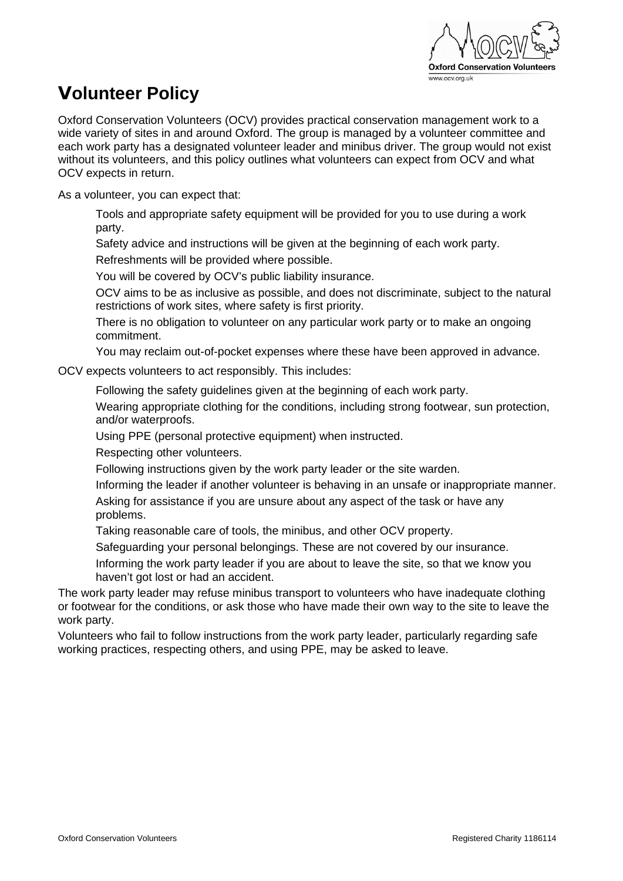# Volunteer Policy

Oxford Conservation Volunteers (OCV) provides practical conservation management work to a wide variety of sites in and around Oxford. The group is managed by a volunteer committee and each work party has a designated volunteer leader and minibus driver. The group would not exist without its volunteers, and this policy outlines what volunteers can expect from OCV and what OCV expects in return.

As a volunteer, you can expect that:

- Tools and appropriate safety equipment will be provided for you to use during a work party.
- Safety advice and instructions will be given at the beginning of each work party.
- Refreshments will be provided where possible.
- You will be covered by OCV's public liability insurance.
- OCV aims to be as inclusive as possible, and does not discriminate, subject to the natural restrictions of work sites, where safety is first priority.
- There is no obligation to volunteer on any particular work party or to make an ongoing commitment.
- You may reclaim out-of-pocket expenses where these have been approved in advance.

OCV expects volunteers to act responsibly. This includes:

- Following the safety guidelines given at the beginning of each work party.
- Wearing appropriate clothing for the conditions, including strong footwear, sun protection, and/or waterproofs.
- Using PPE (personal protective equipment) when instructed.
- Respecting other volunteers.
- Following instructions given by the work party leader or the site warden.
- Informing the leader if another volunteer is behaving in an unsafe or inappropriate manner.
- Asking for assistance if you are unsure about any aspect of the task or have any problems.
- Taking reasonable care of tools, the minibus, and other OCV property.
- Safeguarding your personal belongings. These are not covered by our insurance.
- Informing the work party leader if you are about to leave the site, so that we know you haven't got lost or had an accident.

The work party leader may refuse minibus transport to volunteers who have inadequate clothing or footwear for the conditions, or ask those who have made their own way to the site to leave the work party.

Volunteers who fail to follow instructions from the work party leader, particularly regarding safe working practices, respecting others, and using PPE, may be asked to leave.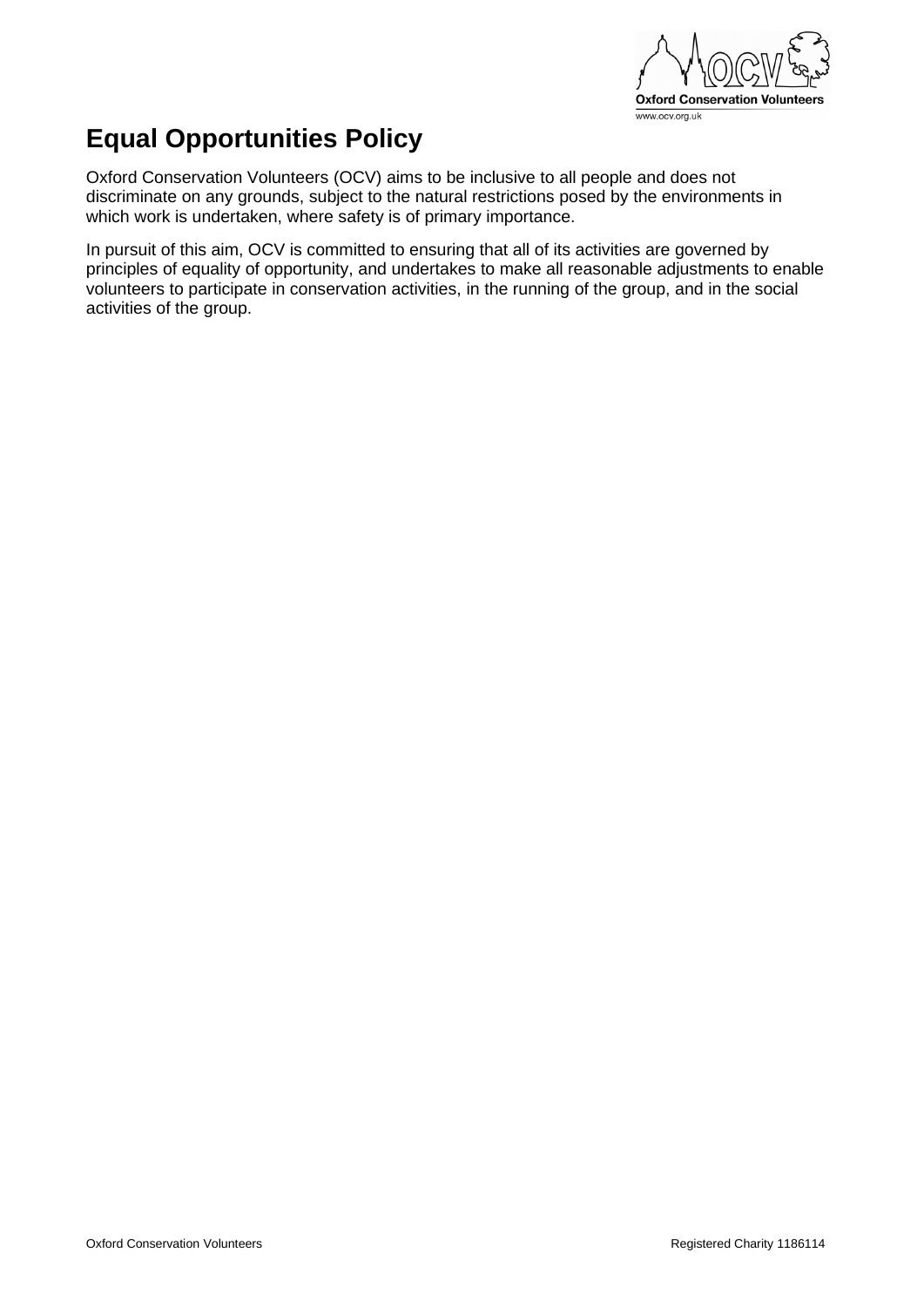# Equal Opportunities Policy

Oxford Conservation Volunteers (OCV) aims to be inclusive to all people and does not discriminate on any grounds, subject to the natural restrictions posed by the environments in which work is undertaken, where safety is of primary importance.

In pursuit of this aim, OCV is committed to ensuring that all of its activities are governed by principles of equality of opportunity, and undertakes to make all reasonable adjustments to enable volunteers to participate in conservation activities, in the running of the group, and in the social activities of the group.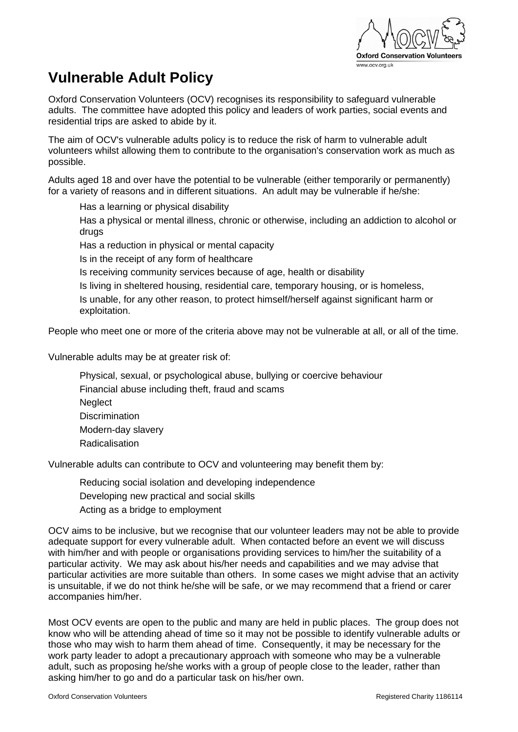# Vulnerable Adult Policy

Oxford Conservation Volunteers (OCV) recognises its responsibility to safeguard vulnerable adults. The committee have adopted this policy and leaders of work parties, social events and residential trips are asked to abide by it.

The aim of OCV's vulnerable adults policy is to reduce the risk of harm to vulnerable adult volunteers whilst allowing them to contribute to the organisation's conservation work as much as possible.

Adults aged 18 and over have the potential to be vulnerable (either temporarily or permanently) for a variety of reasons and in different situations. An adult may be vulnerable if he/she:

- Has a learning or physical disability
- Has a physical or mental illness, chronic or otherwise, including an addiction to alcohol or drugs
- Has a reduction in physical or mental capacity
- Is in the receipt of any form of healthcare
- Is receiving community services because of age, health or disability
- Is living in sheltered housing, residential care, temporary housing, or is homeless,
- Is unable, for any other reason, to protect himself/herself against significant harm or exploitation.

People who meet one or more of the criteria above may not be vulnerable at all, or all of the time.

Vulnerable adults may be at greater risk of:

- Physical, sexual, or psychological abuse, bullying or coercive behaviour
- Financial abuse including theft, fraud and scams
- Neglect
- Discrimination
- Modern-day slavery
- Radicalisation

Vulnerable adults can contribute to OCV and volunteering may benefit them by:

- Reducing social isolation and developing independence
- Developing new practical and social skills
- Acting as a bridge to employment

OCV aims to be inclusive, but we recognise that our volunteer leaders may not be able to provide adequate support for every vulnerable adult. When contacted before an event we will discuss with him/her and with people or organisations providing services to him/her the suitability of a particular activity. We may ask about his/her needs and capabilities and we may advise that particular activities are more suitable than others. In some cases we might advise that an activity is unsuitable, if we do not think he/she will be safe, or we may recommend that a friend or carer accompanies him/her.

Most OCV events are open to the public and many are held in public places. The group does not know who will be attending ahead of time so it may not be possible to identify vulnerable adults or those who may wish to harm them ahead of time. Consequently, it may be necessary for the work party leader to adopt a precautionary approach with someone who may be a vulnerable adult, such as proposing he/she works with a group of people close to the leader, rather than asking him/her to go and do a particular task on his/her own.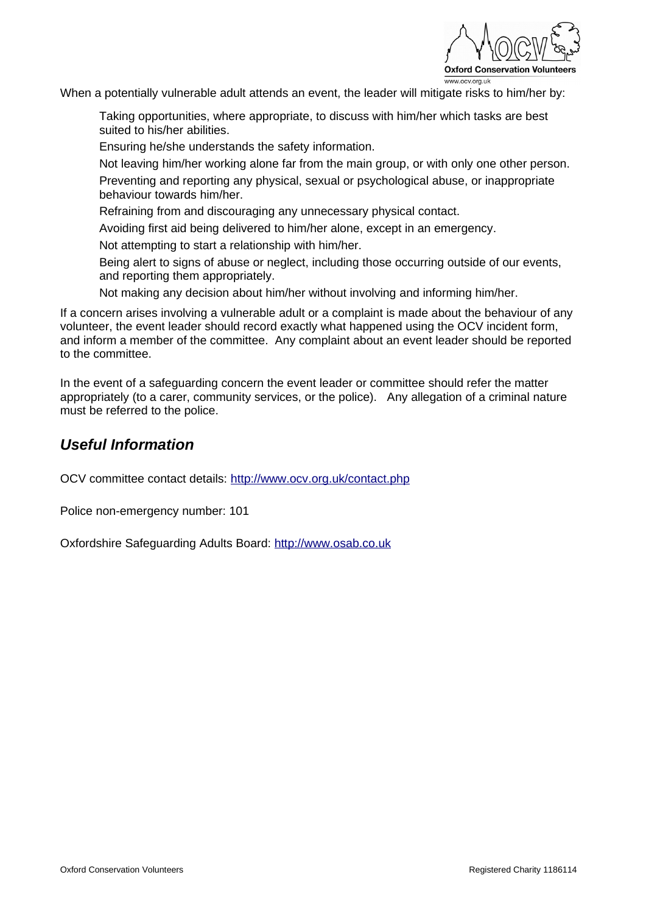When a potentially vulnerable adult attends an event, the leader will mitigate risks to him/her by:

- Taking opportunities, where appropriate, to discuss with him/her which tasks are best suited to his/her abilities.
- Ensuring he/she understands the safety information.
- Not leaving him/her working alone far from the main group, or with only one other person.
- Preventing and reporting any physical, sexual or psychological abuse, or inappropriate behaviour towards him/her.
- Refraining from and discouraging any unnecessary physical contact.
- Avoiding first aid being delivered to him/her alone, except in an emergency.
- Not attempting to start a relationship with him/her.
- Being alert to signs of abuse or neglect, including those occurring outside of our events, and reporting them appropriately.
- Not making any decision about him/her without involving and informing him/her.

If a concern arises involving a vulnerable adult or a complaint is made about the behaviour of any volunteer, the event leader should record exactly what happened using the OCV incident form, and inform a member of the committee. Any complaint about an event leader should be reported to the committee.

In the event of a safeguarding concern the event leader or committee should refer the matter appropriately (to a carer, community services, or the police). Any allegation of a criminal nature must be referred to the police.

## *Useful Information*

OCV committee contact details: http://www.ocv.org.uk/contact.php

Police non-emergency number: 101

Oxfordshire Safeguarding Adults Board: http://www.osab.co.uk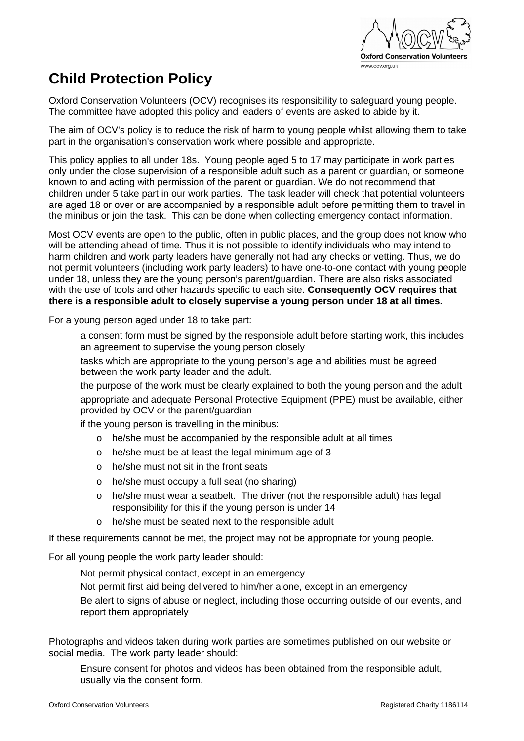# Child Protection Policy

Oxford Conservation Volunteers (OCV) recognises its responsibility to safeguard young people. The committee have adopted this policy and leaders of events are asked to abide by it.

The aim of OCV's policy is to reduce the risk of harm to young people whilst allowing them to take part in the organisation's conservation work where possible and appropriate.

This policy applies to all under 18s. Young people aged 5 to 17 may participate in work parties only under the close supervision of a responsible adult such as a parent or guardian, or someone known to and acting with permission of the parent or guardian. We do not recommend that children under 5 take part in our work parties. The task leader will check that potential volunteers are aged 18 or over or are accompanied by a responsible adult before permitting them to travel in the minibus or join the task. This can be done when collecting emergency contact information.

Most OCV events are open to the public, often in public places, and the group does not know who will be attending ahead of time. Thus it is not possible to identify individuals who may intend to harm children and work party leaders have generally not had any checks or vetting. Thus, we do not permit volunteers (including work party leaders) to have one-to-one contact with young people under 18, unless they are the young person's parent/guardian. There are also risks associated with the use of tools and other hazards specific to each site. **Consequently OCV requires that there is a responsible adult to closely supervise a young person under 18 at all times.**

For a young person aged under 18 to take part:

- a consent form must be signed by the responsible adult before starting work, this includes an agreement to supervise the young person closely
- tasks which are appropriate to the young person's age and abilities must be agreed between the work party leader and the adult.
- the purpose of the work must be clearly explained to both the young person and the adult
- appropriate and adequate Personal Protective Equipment (PPE) must be available, either provided by OCV or the parent/guardian
- if the young person is travelling in the minibus:
  - he/she must be accompanied by the responsible adult at all times
  - he/she must be at least the legal minimum age of 3
  - he/she must not sit in the front seats
  - he/she must occupy a full seat (no sharing)
  - he/she must wear a seatbelt. The driver (not the responsible adult) has legal responsibility for this if the young person is under 14
  - he/she must be seated next to the responsible adult

If these requirements cannot be met, the project may not be appropriate for young people.

For all young people the work party leader should:

- Not permit physical contact, except in an emergency
- Not permit first aid being delivered to him/her alone, except in an emergency
- Be alert to signs of abuse or neglect, including those occurring outside of our events, and report them appropriately

Photographs and videos taken during work parties are sometimes published on our website or social media. The work party leader should:

- Ensure consent for photos and videos has been obtained from the responsible adult, usually via the consent form.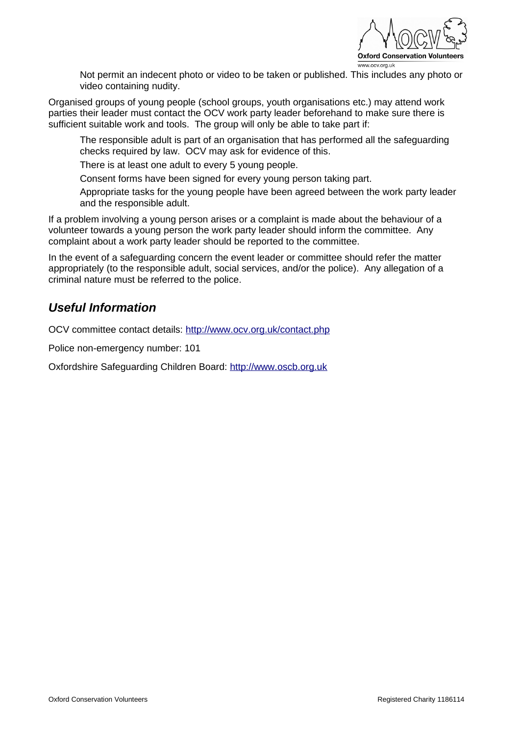- Not permit an indecent photo or video to be taken or published. This includes any photo or video containing nudity.

Organised groups of young people (school groups, youth organisations etc.) may attend work parties their leader must contact the OCV work party leader beforehand to make sure there is sufficient suitable work and tools. The group will only be able to take part if:

- The responsible adult is part of an organisation that has performed all the safeguarding checks required by law. OCV may ask for evidence of this.
- There is at least one adult to every 5 young people.
- Consent forms have been signed for every young person taking part.
- Appropriate tasks for the young people have been agreed between the work party leader and the responsible adult.

If a problem involving a young person arises or a complaint is made about the behaviour of a volunteer towards a young person the work party leader should inform the committee. Any complaint about a work party leader should be reported to the committee.

In the event of a safeguarding concern the event leader or committee should refer the matter appropriately (to the responsible adult, social services, and/or the police). Any allegation of a criminal nature must be referred to the police.

## *Useful Information*

OCV committee contact details: http://www.ocv.org.uk/contact.php

Police non-emergency number: 101

Oxfordshire Safeguarding Children Board: http://www.oscb.org.uk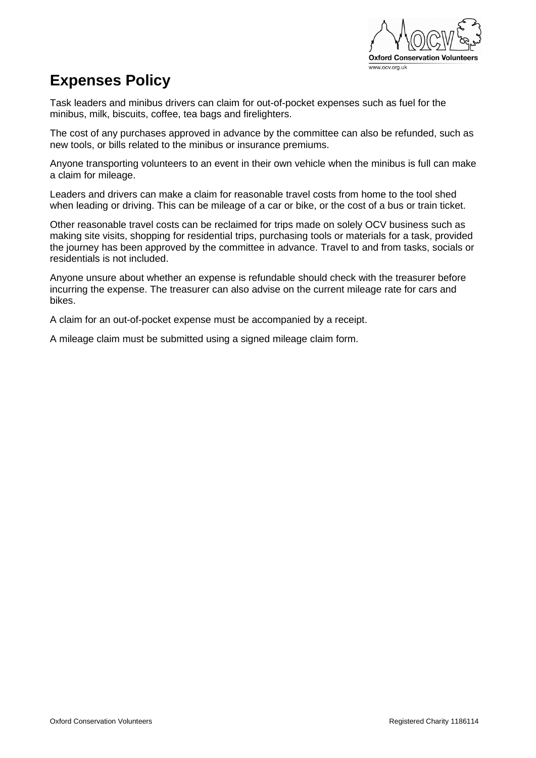# Expenses Policy

Task leaders and minibus drivers can claim for out-of-pocket expenses such as fuel for the minibus, milk, biscuits, coffee, tea bags and firelighters.

The cost of any purchases approved in advance by the committee can also be refunded, such as new tools, or bills related to the minibus or insurance premiums.

Anyone transporting volunteers to an event in their own vehicle when the minibus is full can make a claim for mileage.

Leaders and drivers can make a claim for reasonable travel costs from home to the tool shed when leading or driving. This can be mileage of a car or bike, or the cost of a bus or train ticket.

Other reasonable travel costs can be reclaimed for trips made on solely OCV business such as making site visits, shopping for residential trips, purchasing tools or materials for a task, provided the journey has been approved by the committee in advance. Travel to and from tasks, socials or residentials is not included.

Anyone unsure about whether an expense is refundable should check with the treasurer before incurring the expense. The treasurer can also advise on the current mileage rate for cars and bikes.

A claim for an out-of-pocket expense must be accompanied by a receipt.

A mileage claim must be submitted using a signed mileage claim form.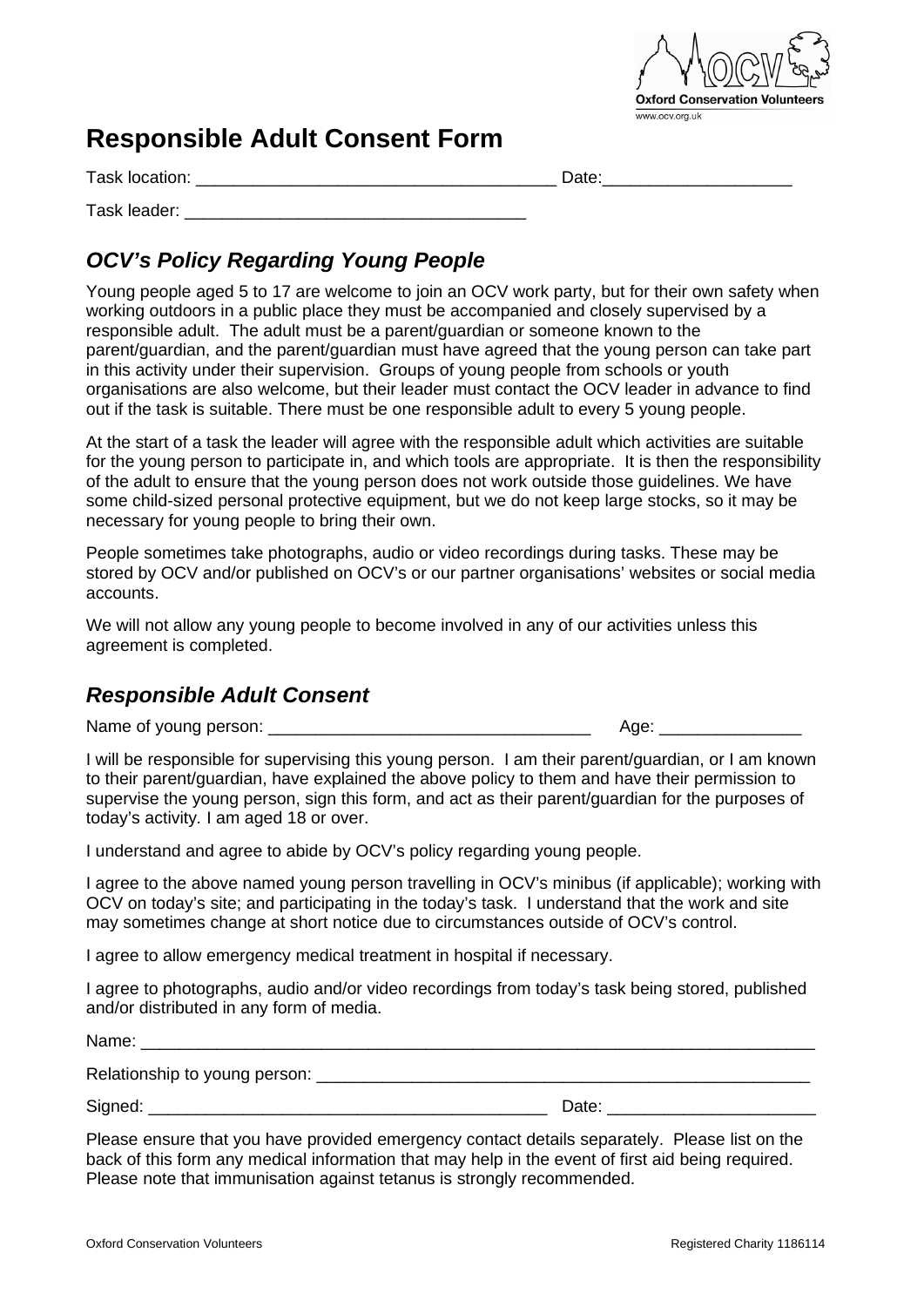# Responsible Adult Consent Form

Task location: ______________________________________ Date:___________________

Task leader: ___________________________________

## *OCV's Policy Regarding Young People*

Young people aged 5 to 17 are welcome to join an OCV work party, but for their own safety when working outdoors in a public place they must be accompanied and closely supervised by a responsible adult. The adult must be a parent/guardian or someone known to the parent/guardian, and the parent/guardian must have agreed that the young person can take part in this activity under their supervision. Groups of young people from schools or youth organisations are also welcome, but their leader must contact the OCV leader in advance to find out if the task is suitable. There must be one responsible adult to every 5 young people.

At the start of a task the leader will agree with the responsible adult which activities are suitable for the young person to participate in, and which tools are appropriate. It is then the responsibility of the adult to ensure that the young person does not work outside those guidelines. We have some child-sized personal protective equipment, but we do not keep large stocks, so it may be necessary for young people to bring their own.

People sometimes take photographs, audio or video recordings during tasks. These may be stored by OCV and/or published on OCV's or our partner organisations' websites or social media accounts.

We will not allow any young people to become involved in any of our activities unless this agreement is completed.

## *Responsible Adult Consent*

Name of young person: __________________________________ Age: _______________

I will be responsible for supervising this young person. I am their parent/guardian, or I am known to their parent/guardian, have explained the above policy to them and have their permission to supervise the young person, sign this form, and act as their parent/guardian for the purposes of today's activity. I am aged 18 or over.

I understand and agree to abide by OCV's policy regarding young people.

I agree to the above named young person travelling in OCV's minibus (if applicable); working with OCV on today's site; and participating in the today's task. I understand that the work and site may sometimes change at short notice due to circumstances outside of OCV's control.

I agree to allow emergency medical treatment in hospital if necessary.

I agree to photographs, audio and/or video recordings from today's task being stored, published and/or distributed in any form of media.

Name: ______________________________________________________________________

Relationship to young person: ___________________________________________________

Signed: __________________________________________ Date: ______________________

Please ensure that you have provided emergency contact details separately. Please list on the back of this form any medical information that may help in the event of first aid being required. Please note that immunisation against tetanus is strongly recommended.

Oxford Conservation Volunteers Registered Charity 1186114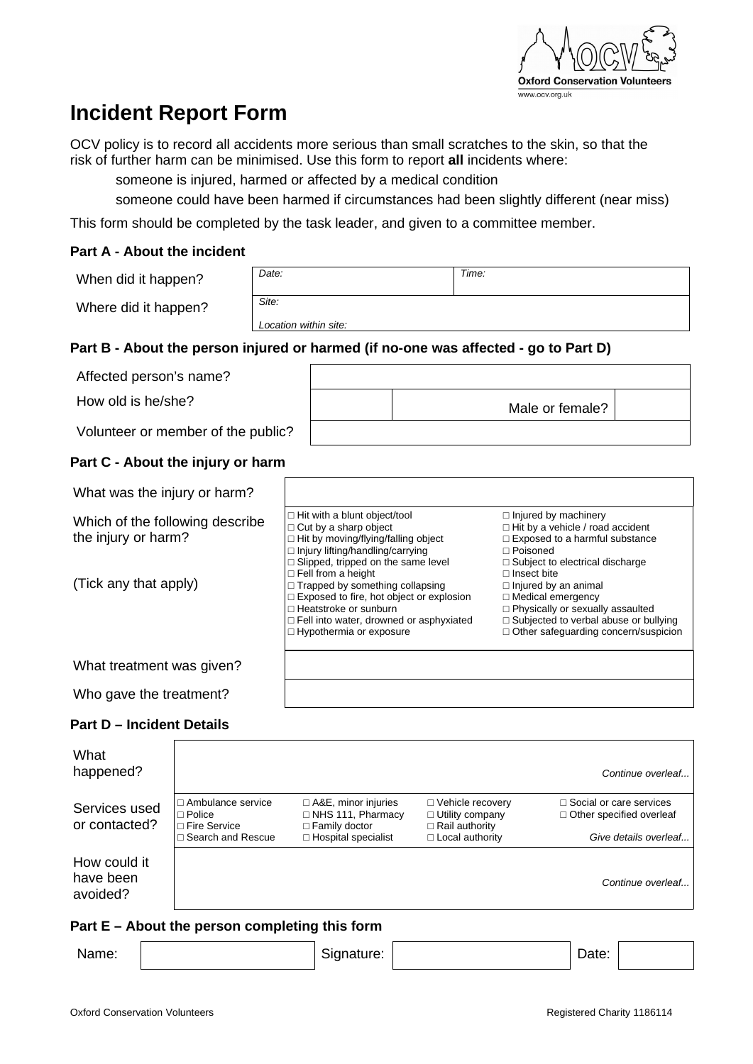Oxford Conservation Volunteers
www.ocv.org.uk

# Incident Report Form

OCV policy is to record all accidents more serious than small scratches to the skin, so that the risk of further harm can be minimised. Use this form to report **all** incidents where:

- someone is injured, harmed or affected by a medical condition
- someone could have been harmed if circumstances had been slightly different (near miss)

This form should be completed by the task leader, and given to a committee member.

### Part A - About the incident

| | | |
|---|---|---|
| When did it happen? | *Date:* | *Time:* |
| Where did it happen? | *Site:* *Location within site:* | |

### Part B - About the person injured or harmed (if no-one was affected - go to Part D)

| | | | |
|---|---|---|---|
| Affected person's name? | | | |
| How old is he/she? | | Male or female? | |
| Volunteer or member of the public? | | | |

### Part C - About the injury or harm

| | | |
|---|---|---|
| What was the injury or harm? | | |
| Which of the following describe the injury or harm? (Tick any that apply) | □ Hit with a blunt object/tool<br>□ Cut by a sharp object<br>□ Hit by moving/flying/falling object<br>□ Injury lifting/handling/carrying<br>□ Slipped, tripped on the same level<br>□ Fell from a height<br>□ Trapped by something collapsing<br>□ Exposed to fire, hot object or explosion<br>□ Heatstroke or sunburn<br>□ Fell into water, drowned or asphyxiated<br>□ Hypothermia or exposure | □ Injured by machinery<br>□ Hit by a vehicle / road accident<br>□ Exposed to a harmful substance<br>□ Poisoned<br>□ Subject to electrical discharge<br>□ Insect bite<br>□ Injured by an animal<br>□ Medical emergency<br>□ Physically or sexually assaulted<br>□ Subjected to verbal abuse or bullying<br>□ Other safeguarding concern/suspicion |
| What treatment was given? | | |
| Who gave the treatment? | | |

### Part D – Incident Details

| | | | | |
|---|---|---|---|---|
| What happened? | | | | *Continue overleaf...* |
| Services used or contacted? | □ Ambulance service<br>□ Police<br>□ Fire Service<br>□ Search and Rescue | □ A&E, minor injuries<br>□ NHS 111, Pharmacy<br>□ Family doctor<br>□ Hospital specialist | □ Vehicle recovery<br>□ Utility company<br>□ Rail authority<br>□ Local authority | □ Social or care services<br>□ Other specified overleaf<br>*Give details overleaf...* |
| How could it have been avoided? | | | | *Continue overleaf...* |

### Part E – About the person completing this form

| | | | | | |
|---|---|---|---|---|---|
| Name: | | Signature: | | Date: | |

Oxford Conservation Volunteers — Registered Charity 1186114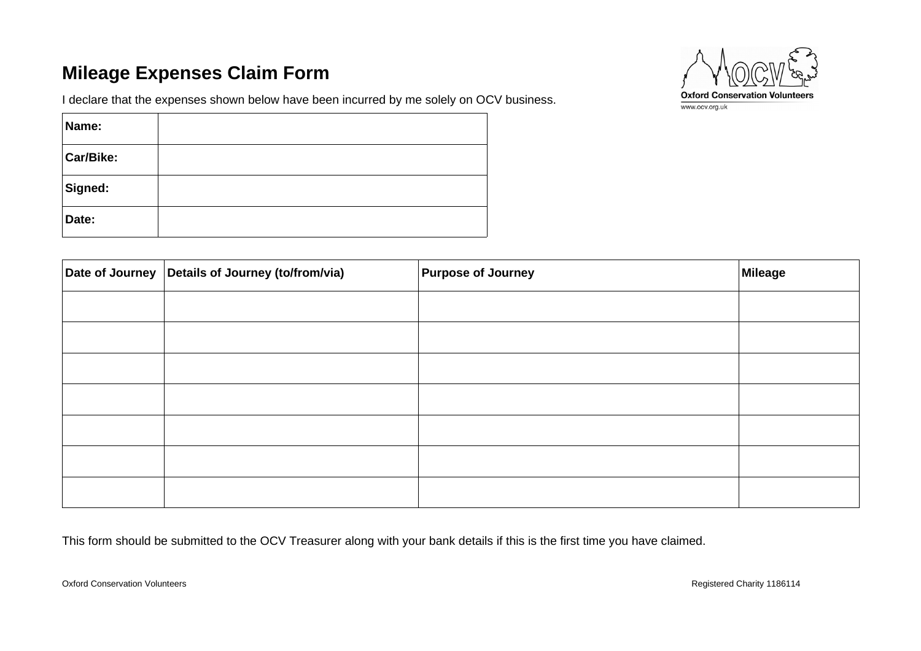# Mileage Expenses Claim Form

Oxford Conservation Volunteers
www.ocv.org.uk

I declare that the expenses shown below have been incurred by me solely on OCV business.

| | |
|---|---|
| **Name:** | |
| **Car/Bike:** | |
| **Signed:** | |
| **Date:** | |

| Date of Journey | Details of Journey (to/from/via) | Purpose of Journey | Mileage |
|---|---|---|---|
| | | | |
| | | | |
| | | | |
| | | | |
| | | | |
| | | | |
| | | | |

This form should be submitted to the OCV Treasurer along with your bank details if this is the first time you have claimed.

Oxford Conservation Volunteers

Registered Charity 1186114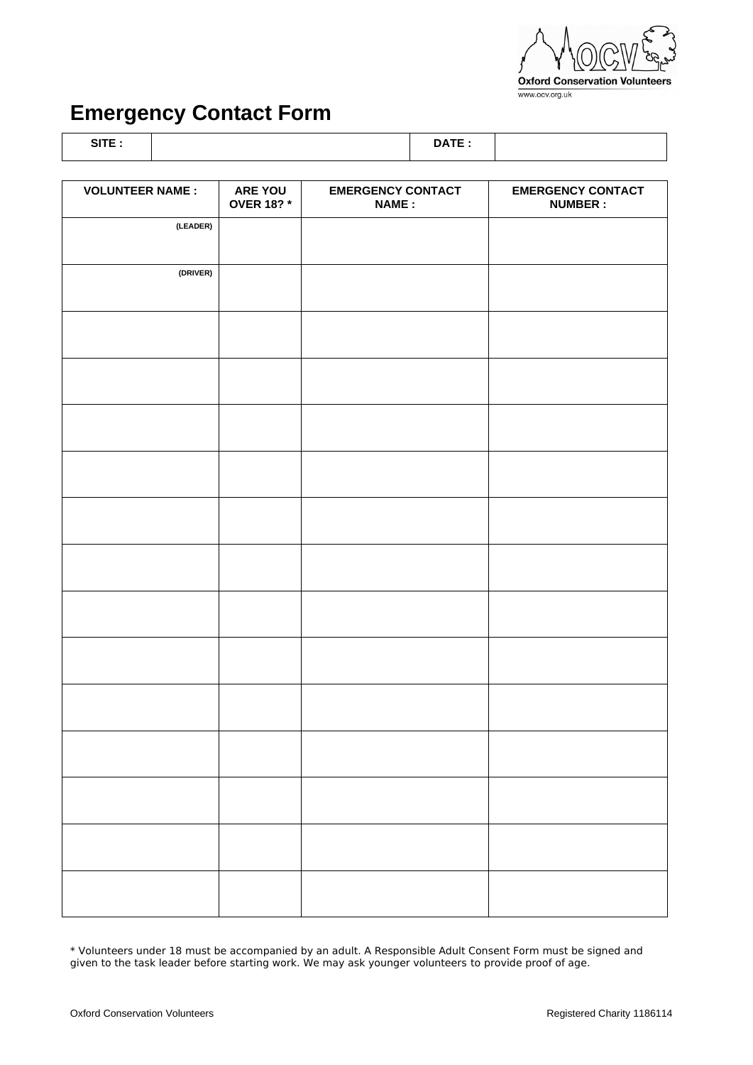Oxford Conservation Volunteers
www.ocv.org.uk

# Emergency Contact Form

| SITE : | | DATE : | |
|---|---|---|---|

| VOLUNTEER NAME : | ARE YOU OVER 18? * | EMERGENCY CONTACT NAME : | EMERGENCY CONTACT NUMBER : |
|---|---|---|---|
| (LEADER) | | | |
| (DRIVER) | | | |
| | | | |
| | | | |
| | | | |
| | | | |
| | | | |
| | | | |
| | | | |
| | | | |
| | | | |
| | | | |
| | | | |
| | | | |
| | | | |

* Volunteers under 18 must be accompanied by an adult. A Responsible Adult Consent Form must be signed and given to the task leader before starting work. We may ask younger volunteers to provide proof of age.

Oxford Conservation Volunteers Registered Charity 1186114